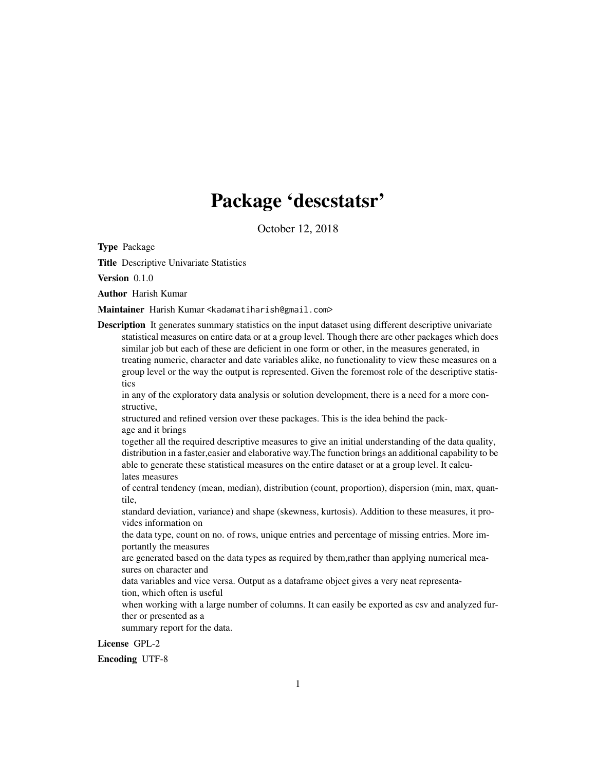# Package 'descstatsr'

October 12, 2018

**Type** Package

**Title** Descriptive Univariate Statistics

**Version** 0.1.0

**Author** Harish Kumar

**Maintainer** Harish Kumar <kadamatiharish@gmail.com>

**Description** It generates summary statistics on the input dataset using different descriptive univariate statistical measures on entire data or at a group level. Though there are other packages which does similar job but each of these are deficient in one form or other, in the measures generated, in treating numeric, character and date variables alike, no functionality to view these measures on a group level or the way the output is represented. Given the foremost role of the descriptive statistics
in any of the exploratory data analysis or solution development, there is a need for a more constructive,
structured and refined version over these packages. This is the idea behind the package and it brings
together all the required descriptive measures to give an initial understanding of the data quality, distribution in a faster,easier and elaborative way.The function brings an additional capability to be able to generate these statistical measures on the entire dataset or at a group level. It calculates measures
of central tendency (mean, median), distribution (count, proportion), dispersion (min, max, quantile,
standard deviation, variance) and shape (skewness, kurtosis). Addition to these measures, it provides information on
the data type, count on no. of rows, unique entries and percentage of missing entries. More importantly the measures
are generated based on the data types as required by them,rather than applying numerical measures on character and
data variables and vice versa. Output as a dataframe object gives a very neat representation, which often is useful
when working with a large number of columns. It can easily be exported as csv and analyzed further or presented as a
summary report for the data.

**License** GPL-2

**Encoding** UTF-8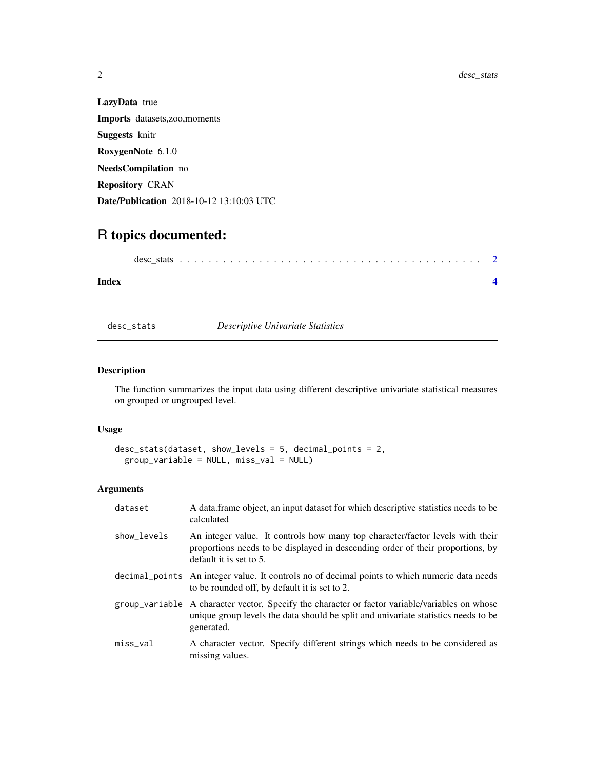**LazyData** true

**Imports** datasets,zoo,moments

**Suggests** knitr

**RoxygenNote** 6.1.0

**NeedsCompilation** no

**Repository** CRAN

**Date/Publication** 2018-10-12 13:10:03 UTC

# R topics documented:

desc_stats . . . . . . . . . . . . . . . . . . . . . . . . . . . . . . . . . . . . . . . . . 2

**Index** **4**

---

## desc_stats    *Descriptive Univariate Statistics*

---

### Description

The function summarizes the input data using different descriptive univariate statistical measures on grouped or ungrouped level.

### Usage

```
desc_stats(dataset, show_levels = 5, decimal_points = 2,
  group_variable = NULL, miss_val = NULL)
```

### Arguments

| | |
|---|---|
| dataset | A data.frame object, an input dataset for which descriptive statistics needs to be calculated |
| show_levels | An integer value. It controls how many top character/factor levels with their proportions needs to be displayed in descending order of their proportions, by default it is set to 5. |
| decimal_points | An integer value. It controls no of decimal points to which numeric data needs to be rounded off, by default it is set to 2. |
| group_variable | A character vector. Specify the character or factor variable/variables on whose unique group levels the data should be split and univariate statistics needs to be generated. |
| miss_val | A character vector. Specify different strings which needs to be considered as missing values. |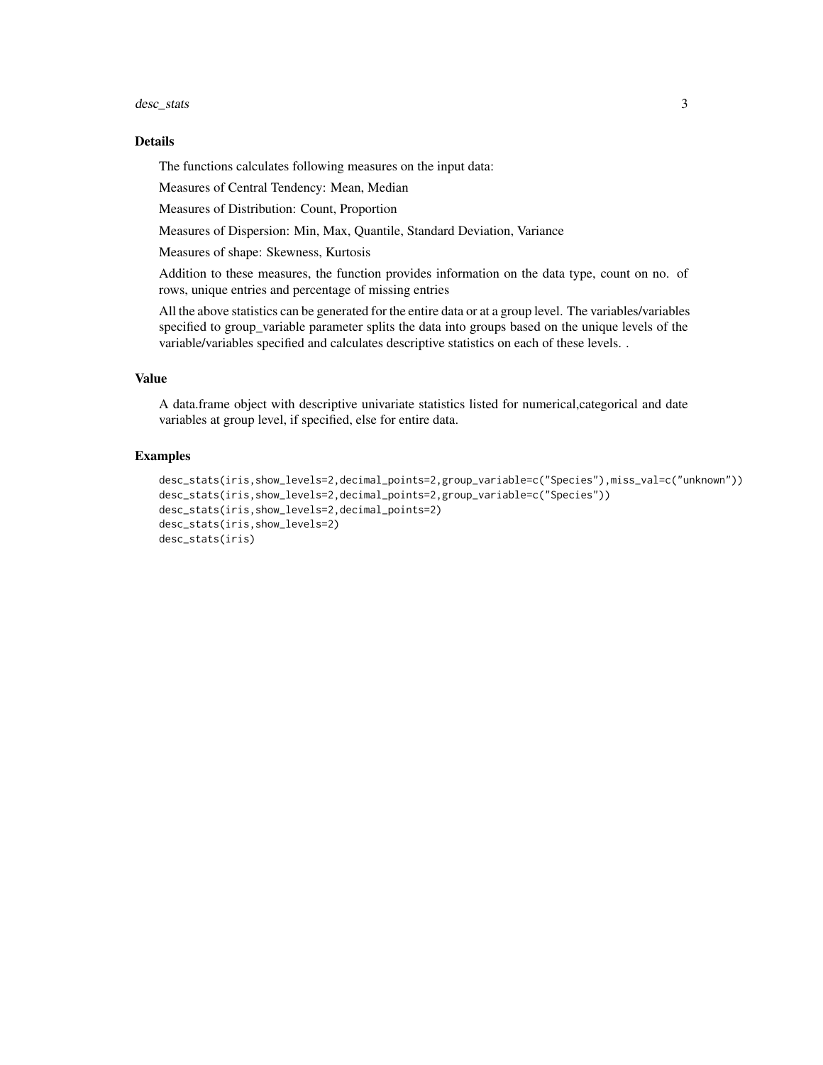## Details

The functions calculates following measures on the input data:

Measures of Central Tendency: Mean, Median

Measures of Distribution: Count, Proportion

Measures of Dispersion: Min, Max, Quantile, Standard Deviation, Variance

Measures of shape: Skewness, Kurtosis

Addition to these measures, the function provides information on the data type, count on no. of rows, unique entries and percentage of missing entries

All the above statistics can be generated for the entire data or at a group level. The variables/variables specified to group_variable parameter splits the data into groups based on the unique levels of the variable/variables specified and calculates descriptive statistics on each of these levels. .

## Value

A data.frame object with descriptive univariate statistics listed for numerical,categorical and date variables at group level, if specified, else for entire data.

## Examples

```
desc_stats(iris,show_levels=2,decimal_points=2,group_variable=c("Species"),miss_val=c("unknown"))
desc_stats(iris,show_levels=2,decimal_points=2,group_variable=c("Species"))
desc_stats(iris,show_levels=2,decimal_points=2)
desc_stats(iris,show_levels=2)
desc_stats(iris)
```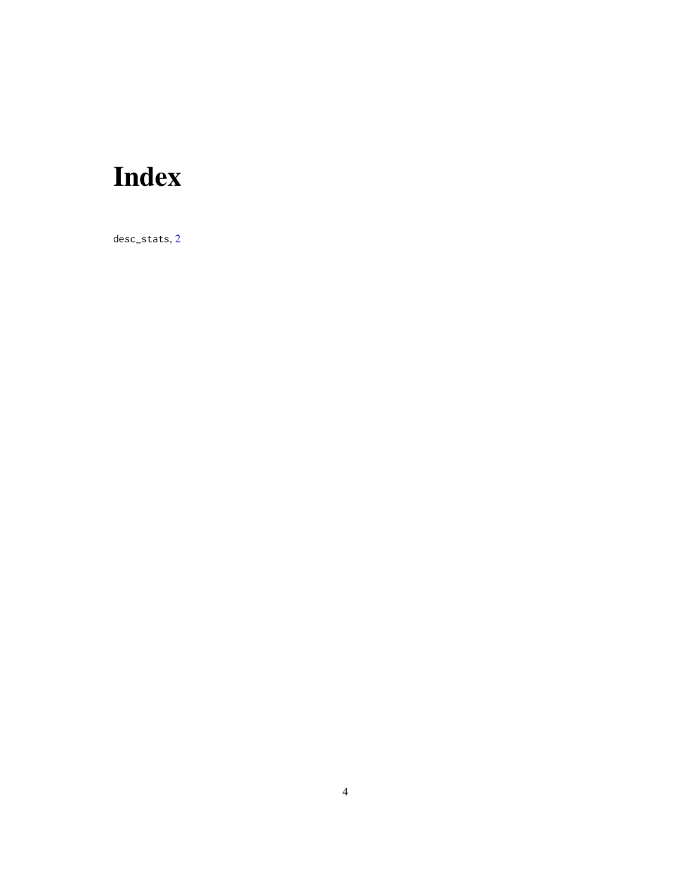# Index

desc_stats, 2